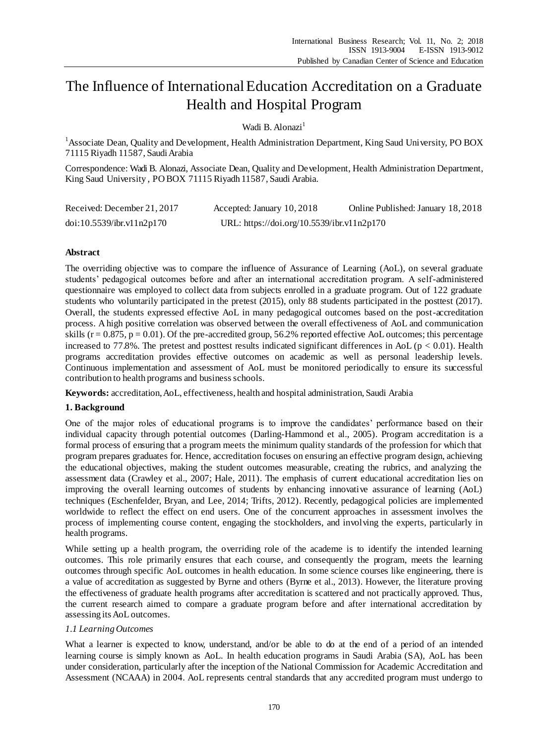# The Influence of International Education Accreditation on a Graduate Health and Hospital Program

Wadi B. Alonazi[1]

[1]Associate Dean, Quality and Development, Health Administration Department, King Saud University, PO BOX 71115 Riyadh 11587, Saudi Arabia

Correspondence: Wadi B. Alonazi, Associate Dean, Quality and Development, Health Administration Department, King Saud University, PO BOX 71115 Riyadh 11587, Saudi Arabia.

Received: December 21, 2017 Accepted: January 10, 2018 Online Published: January 18, 2018

doi:10.5539/ibr.v11n2p170 URL: https://doi.org/10.5539/ibr.v11n2p170

## Abstract

The overriding objective was to compare the influence of Assurance of Learning (AoL), on several graduate students' pedagogical outcomes before and after an international accreditation program. A self-administered questionnaire was employed to collect data from subjects enrolled in a graduate program. Out of 122 graduate students who voluntarily participated in the pretest (2015), only 88 students participated in the posttest (2017). Overall, the students expressed effective AoL in many pedagogical outcomes based on the post-accreditation process. A high positive correlation was observed between the overall effectiveness of AoL and communication skills ($r = 0.875$, $p = 0.01$). Of the pre-accredited group, 56.2% reported effective AoL outcomes; this percentage increased to 77.8%. The pretest and posttest results indicated significant differences in AoL ($p < 0.01$). Health programs accreditation provides effective outcomes on academic as well as personal leadership levels. Continuous implementation and assessment of AoL must be monitored periodically to ensure its successful contribution to health programs and business schools.

**Keywords:** accreditation, AoL, effectiveness, health and hospital administration, Saudi Arabia

## 1. Background

One of the major roles of educational programs is to improve the candidates' performance based on their individual capacity through potential outcomes (Darling-Hammond et al., 2005). Program accreditation is a formal process of ensuring that a program meets the minimum quality standards of the profession for which that program prepares graduates for. Hence, accreditation focuses on ensuring an effective program design, achieving the educational objectives, making the student outcomes measurable, creating the rubrics, and analyzing the assessment data (Crawley et al., 2007; Hale, 2011). The emphasis of current educational accreditation lies on improving the overall learning outcomes of students by enhancing innovative assurance of learning (AoL) techniques (Eschenfelder, Bryan, and Lee, 2014; Trifts, 2012). Recently, pedagogical policies are implemented worldwide to reflect the effect on end users. One of the concurrent approaches in assessment involves the process of implementing course content, engaging the stockholders, and involving the experts, particularly in health programs.

While setting up a health program, the overriding role of the academe is to identify the intended learning outcomes. This role primarily ensures that each course, and consequently the program, meets the learning outcomes through specific AoL outcomes in health education. In some science courses like engineering, there is a value of accreditation as suggested by Byrne and others (Byrne et al., 2013). However, the literature proving the effectiveness of graduate health programs after accreditation is scattered and not practically approved. Thus, the current research aimed to compare a graduate program before and after international accreditation by assessing its AoL outcomes.

### *1.1 Learning Outcomes*

What a learner is expected to know, understand, and/or be able to do at the end of a period of an intended learning course is simply known as AoL. In health education programs in Saudi Arabia (SA), AoL has been under consideration, particularly after the inception of the National Commission for Academic Accreditation and Assessment (NCAAA) in 2004. AoL represents central standards that any accredited program must undergo to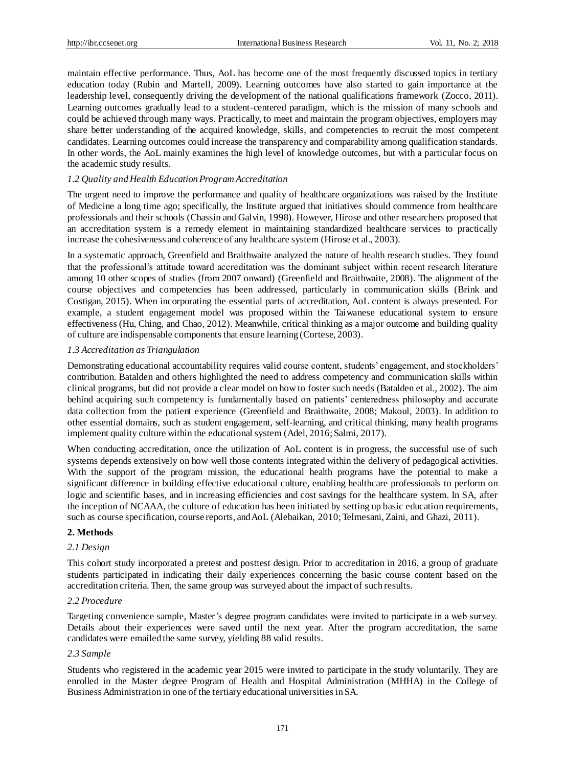maintain effective performance. Thus, AoL has become one of the most frequently discussed topics in tertiary education today (Rubin and Martell, 2009). Learning outcomes have also started to gain importance at the leadership level, consequently driving the development of the national qualifications framework (Zocco, 2011). Learning outcomes gradually lead to a student-centered paradigm, which is the mission of many schools and could be achieved through many ways. Practically, to meet and maintain the program objectives, employers may share better understanding of the acquired knowledge, skills, and competencies to recruit the most competent candidates. Learning outcomes could increase the transparency and comparability among qualification standards. In other words, the AoL mainly examines the high level of knowledge outcomes, but with a particular focus on the academic study results.

### *1.2 Quality and Health Education Program Accreditation*

The urgent need to improve the performance and quality of healthcare organizations was raised by the Institute of Medicine a long time ago; specifically, the Institute argued that initiatives should commence from healthcare professionals and their schools (Chassin and Galvin, 1998). However, Hirose and other researchers proposed that an accreditation system is a remedy element in maintaining standardized healthcare services to practically increase the cohesiveness and coherence of any healthcare system (Hirose et al., 2003).

In a systematic approach, Greenfield and Braithwaite analyzed the nature of health research studies. They found that the professional's attitude toward accreditation was the dominant subject within recent research literature among 10 other scopes of studies (from 2007 onward) (Greenfield and Braithwaite, 2008). The alignment of the course objectives and competencies has been addressed, particularly in communication skills (Brink and Costigan, 2015). When incorporating the essential parts of accreditation, AoL content is always presented. For example, a student engagement model was proposed within the Taiwanese educational system to ensure effectiveness (Hu, Ching, and Chao, 2012). Meanwhile, critical thinking as a major outcome and building quality of culture are indispensable components that ensure learning (Cortese, 2003).

### *1.3 Accreditation as Triangulation*

Demonstrating educational accountability requires valid course content, students' engagement, and stockholders' contribution. Batalden and others highlighted the need to address competency and communication skills within clinical programs, but did not provide a clear model on how to foster such needs (Batalden et al., 2002). The aim behind acquiring such competency is fundamentally based on patients' centeredness philosophy and accurate data collection from the patient experience (Greenfield and Braithwaite, 2008; Makoul, 2003). In addition to other essential domains, such as student engagement, self-learning, and critical thinking, many health programs implement quality culture within the educational system (Adel, 2016; Salmi, 2017).

When conducting accreditation, once the utilization of AoL content is in progress, the successful use of such systems depends extensively on how well those contents integrated within the delivery of pedagogical activities. With the support of the program mission, the educational health programs have the potential to make a significant difference in building effective educational culture, enabling healthcare professionals to perform on logic and scientific bases, and in increasing efficiencies and cost savings for the healthcare system. In SA, after the inception of NCAAA, the culture of education has been initiated by setting up basic education requirements, such as course specification, course reports, and AoL (Alebaikan, 2010; Telmesani, Zaini, and Ghazi, 2011).

## **2. Methods**

### *2.1 Design*

This cohort study incorporated a pretest and posttest design. Prior to accreditation in 2016, a group of graduate students participated in indicating their daily experiences concerning the basic course content based on the accreditation criteria. Then, the same group was surveyed about the impact of such results.

### *2.2 Procedure*

Targeting convenience sample, Master's degree program candidates were invited to participate in a web survey. Details about their experiences were saved until the next year. After the program accreditation, the same candidates were emailed the same survey, yielding 88 valid results.

### *2.3 Sample*

Students who registered in the academic year 2015 were invited to participate in the study voluntarily. They are enrolled in the Master degree Program of Health and Hospital Administration (MHHA) in the College of Business Administration in one of the tertiary educational universities in SA.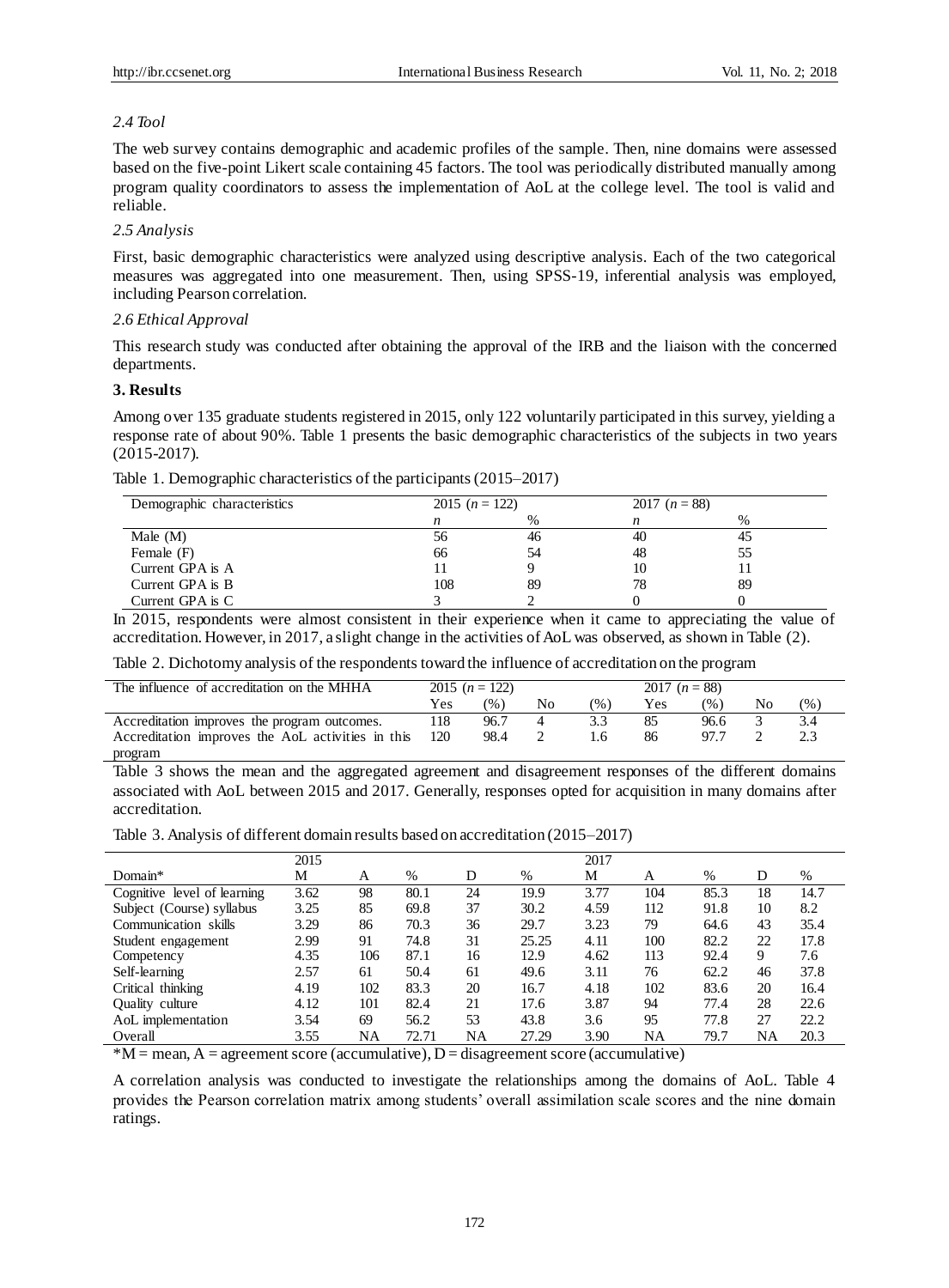### *2.4 Tool*

The web survey contains demographic and academic profiles of the sample. Then, nine domains were assessed based on the five-point Likert scale containing 45 factors. The tool was periodically distributed manually among program quality coordinators to assess the implementation of AoL at the college level. The tool is valid and reliable.

### *2.5 Analysis*

First, basic demographic characteristics were analyzed using descriptive analysis. Each of the two categorical measures was aggregated into one measurement. Then, using SPSS-19, inferential analysis was employed, including Pearson correlation.

### *2.6 Ethical Approval*

This research study was conducted after obtaining the approval of the IRB and the liaison with the concerned departments.

## **3. Results**

Among over 135 graduate students registered in 2015, only 122 voluntarily participated in this survey, yielding a response rate of about 90%. Table 1 presents the basic demographic characteristics of the subjects in two years (2015-2017).

Table 1. Demographic characteristics of the participants (2015–2017)

| Demographic characteristics | 2015 ($n$ = 122) | | 2017 ($n$ = 88) | |
|---|---|---|---|---|
| | $n$ | % | $n$ | % |
| Male (M) | 56 | 46 | 40 | 45 |
| Female (F) | 66 | 54 | 48 | 55 |
| Current GPA is A | 11 | 9 | 10 | 11 |
| Current GPA is B | 108 | 89 | 78 | 89 |
| Current GPA is C | 3 | 2 | 0 | 0 |

In 2015, respondents were almost consistent in their experience when it came to appreciating the value of accreditation. However, in 2017, a slight change in the activities of AoL was observed, as shown in Table (2).

Table 2. Dichotomy analysis of the respondents toward the influence of accreditation on the program

| The influence of accreditation on the MHHA | 2015 ($n$ = 122) | | | | 2017 ($n$ = 88) | | | |
|---|---|---|---|---|---|---|---|---|
| | Yes | (%) | No | (%) | Yes | (%) | No | (%) |
| Accreditation improves the program outcomes. | 118 | 96.7 | 4 | 3.3 | 85 | 96.6 | 3 | 3.4 |
| Accreditation improves the AoL activities in this program | 120 | 98.4 | 2 | 1.6 | 86 | 97.7 | 2 | 2.3 |

Table 3 shows the mean and the aggregated agreement and disagreement responses of the different domains associated with AoL between 2015 and 2017. Generally, responses opted for acquisition in many domains after accreditation.

Table 3. Analysis of different domain results based on accreditation (2015–2017)

| | 2015 | | | | | 2017 | | | | |
|---|---|---|---|---|---|---|---|---|---|---|
| Domain* | M | A | % | D | % | M | A | % | D | % |
| Cognitive level of learning | 3.62 | 98 | 80.1 | 24 | 19.9 | 3.77 | 104 | 85.3 | 18 | 14.7 |
| Subject (Course) syllabus | 3.25 | 85 | 69.8 | 37 | 30.2 | 4.59 | 112 | 91.8 | 10 | 8.2 |
| Communication skills | 3.29 | 86 | 70.3 | 36 | 29.7 | 3.23 | 79 | 64.6 | 43 | 35.4 |
| Student engagement | 2.99 | 91 | 74.8 | 31 | 25.25 | 4.11 | 100 | 82.2 | 22 | 17.8 |
| Competency | 4.35 | 106 | 87.1 | 16 | 12.9 | 4.62 | 113 | 92.4 | 9 | 7.6 |
| Self-learning | 2.57 | 61 | 50.4 | 61 | 49.6 | 3.11 | 76 | 62.2 | 46 | 37.8 |
| Critical thinking | 4.19 | 102 | 83.3 | 20 | 16.7 | 4.18 | 102 | 83.6 | 20 | 16.4 |
| Quality culture | 4.12 | 101 | 82.4 | 21 | 17.6 | 3.87 | 94 | 77.4 | 28 | 22.6 |
| AoL implementation | 3.54 | 69 | 56.2 | 53 | 43.8 | 3.6 | 95 | 77.8 | 27 | 22.2 |
| Overall | 3.55 | NA | 72.71 | NA | 27.29 | 3.90 | NA | 79.7 | NA | 20.3 |

*M = mean, A = agreement score (accumulative), D = disagreement score (accumulative)

A correlation analysis was conducted to investigate the relationships among the domains of AoL. Table 4 provides the Pearson correlation matrix among students' overall assimilation scale scores and the nine domain ratings.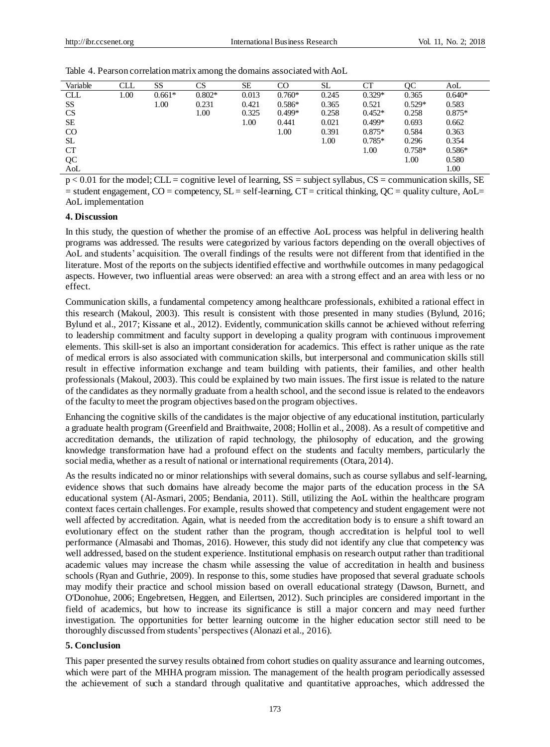Table 4. Pearson correlation matrix among the domains associated with AoL

| Variable | CLL | SS | CS | SE | CO | SL | CT | QC | AoL |
|---|---|---|---|---|---|---|---|---|---|
| CLL | 1.00 | 0.661* | 0.802* | 0.013 | 0.760* | 0.245 | 0.329* | 0.365 | 0.640* |
| SS | | 1.00 | 0.231 | 0.421 | 0.586* | 0.365 | 0.521 | 0.529* | 0.583 |
| CS | | | 1.00 | 0.325 | 0.499* | 0.258 | 0.452* | 0.258 | 0.875* |
| SE | | | | 1.00 | 0.441 | 0.021 | 0.499* | 0.693 | 0.662 |
| CO | | | | | 1.00 | 0.391 | 0.875* | 0.584 | 0.363 |
| SL | | | | | | 1.00 | 0.785* | 0.296 | 0.354 |
| CT | | | | | | | 1.00 | 0.758* | 0.586* |
| QC | | | | | | | | 1.00 | 0.580 |
| AoL | | | | | | | | | 1.00 |

$p < 0.01$ for the model; CLL = cognitive level of learning, SS = subject syllabus, CS = communication skills, SE = student engagement, CO = competency, SL = self-learning, CT = critical thinking, QC = quality culture, AoL= AoL implementation

## 4. Discussion

In this study, the question of whether the promise of an effective AoL process was helpful in delivering health programs was addressed. The results were categorized by various factors depending on the overall objectives of AoL and students' acquisition. The overall findings of the results were not different from that identified in the literature. Most of the reports on the subjects identified effective and worthwhile outcomes in many pedagogical aspects. However, two influential areas were observed: an area with a strong effect and an area with less or no effect.

Communication skills, a fundamental competency among healthcare professionals, exhibited a rational effect in this research (Makoul, 2003). This result is consistent with those presented in many studies (Bylund, 2016; Bylund et al., 2017; Kissane et al., 2012). Evidently, communication skills cannot be achieved without referring to leadership commitment and faculty support in developing a quality program with continuous improvement elements. This skill-set is also an important consideration for academics. This effect is rather unique as the rate of medical errors is also associated with communication skills, but interpersonal and communication skills still result in effective information exchange and team building with patients, their families, and other health professionals (Makoul, 2003). This could be explained by two main issues. The first issue is related to the nature of the candidates as they normally graduate from a health school, and the second issue is related to the endeavors of the faculty to meet the program objectives based on the program objectives.

Enhancing the cognitive skills of the candidates is the major objective of any educational institution, particularly a graduate health program (Greenfield and Braithwaite, 2008; Hollin et al., 2008). As a result of competitive and accreditation demands, the utilization of rapid technology, the philosophy of education, and the growing knowledge transformation have had a profound effect on the students and faculty members, particularly the social media, whether as a result of national or international requirements (Otara, 2014).

As the results indicated no or minor relationships with several domains, such as course syllabus and self-learning, evidence shows that such domains have already become the major parts of the education process in the SA educational system (Al-Asmari, 2005; Bendania, 2011). Still, utilizing the AoL within the healthcare program context faces certain challenges. For example, results showed that competency and student engagement were not well affected by accreditation. Again, what is needed from the accreditation body is to ensure a shift toward an evolutionary effect on the student rather than the program, though accreditation is helpful tool to well performance (Almasabi and Thomas, 2016). However, this study did not identify any clue that competency was well addressed, based on the student experience. Institutional emphasis on research output rather than traditional academic values may increase the chasm while assessing the value of accreditation in health and business schools (Ryan and Guthrie, 2009). In response to this, some studies have proposed that several graduate schools may modify their practice and school mission based on overall educational strategy (Dawson, Burnett, and O'Donohue, 2006; Engebretsen, Heggen, and Eilertsen, 2012). Such principles are considered important in the field of academics, but how to increase its significance is still a major concern and may need further investigation. The opportunities for better learning outcome in the higher education sector still need to be thoroughly discussed from students' perspectives (Alonazi et al., 2016).

## 5. Conclusion

This paper presented the survey results obtained from cohort studies on quality assurance and learning outcomes, which were part of the MHHA program mission. The management of the health program periodically assessed the achievement of such a standard through qualitative and quantitative approaches, which addressed the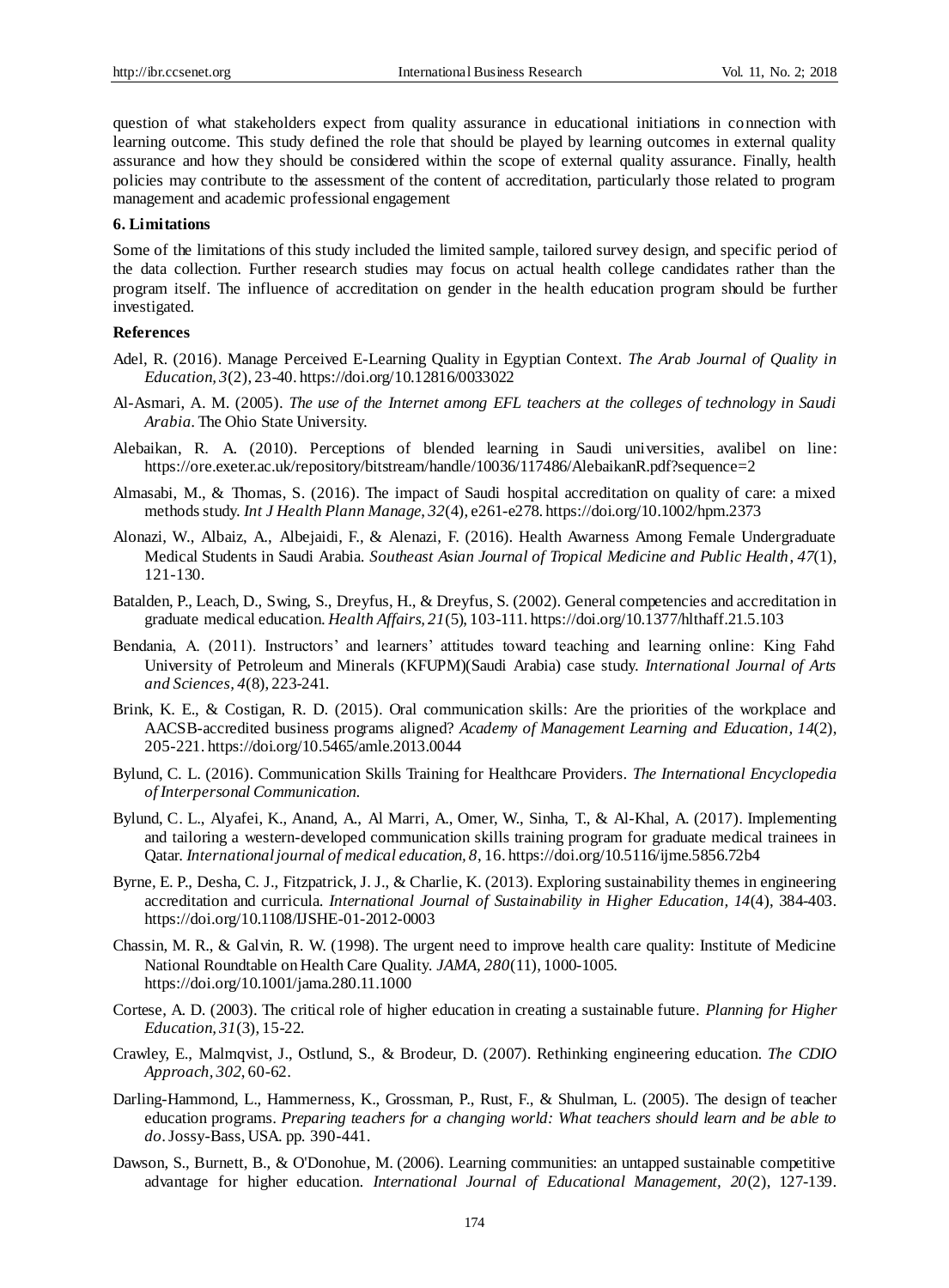question of what stakeholders expect from quality assurance in educational initiations in connection with learning outcome. This study defined the role that should be played by learning outcomes in external quality assurance and how they should be considered within the scope of external quality assurance. Finally, health policies may contribute to the assessment of the content of accreditation, particularly those related to program management and academic professional engagement

## 6. Limitations

Some of the limitations of this study included the limited sample, tailored survey design, and specific period of the data collection. Further research studies may focus on actual health college candidates rather than the program itself. The influence of accreditation on gender in the health education program should be further investigated.

## References

Adel, R. (2016). Manage Perceived E-Learning Quality in Egyptian Context. *The Arab Journal of Quality in Education, 3*(2), 23-40. https://doi.org/10.12816/0033022

Al-Asmari, A. M. (2005). *The use of the Internet among EFL teachers at the colleges of technology in Saudi Arabia*. The Ohio State University.

Alebaikan, R. A. (2010). Perceptions of blended learning in Saudi universities, avalibel on line: https://ore.exeter.ac.uk/repository/bitstream/handle/10036/117486/AlebaikanR.pdf?sequence=2

Almasabi, M., & Thomas, S. (2016). The impact of Saudi hospital accreditation on quality of care: a mixed methods study. *Int J Health Plann Manage, 32*(4), e261-e278. https://doi.org/10.1002/hpm.2373

Alonazi, W., Albaiz, A., Albejaidi, F., & Alenazi, F. (2016). Health Awarness Among Female Undergraduate Medical Students in Saudi Arabia. *Southeast Asian Journal of Tropical Medicine and Public Health, 47*(1), 121-130.

Batalden, P., Leach, D., Swing, S., Dreyfus, H., & Dreyfus, S. (2002). General competencies and accreditation in graduate medical education. *Health Affairs, 21*(5), 103-111. https://doi.org/10.1377/hlthaff.21.5.103

Bendania, A. (2011). Instructors' and learners' attitudes toward teaching and learning online: King Fahd University of Petroleum and Minerals (KFUPM)(Saudi Arabia) case study. *International Journal of Arts and Sciences, 4*(8), 223-241.

Brink, K. E., & Costigan, R. D. (2015). Oral communication skills: Are the priorities of the workplace and AACSB-accredited business programs aligned? *Academy of Management Learning and Education, 14*(2), 205-221. https://doi.org/10.5465/amle.2013.0044

Bylund, C. L. (2016). Communication Skills Training for Healthcare Providers. *The International Encyclopedia of Interpersonal Communication.*

Bylund, C. L., Alyafei, K., Anand, A., Al Marri, A., Omer, W., Sinha, T., & Al-Khal, A. (2017). Implementing and tailoring a western-developed communication skills training program for graduate medical trainees in Qatar. *International journal of medical education, 8*, 16. https://doi.org/10.5116/ijme.5856.72b4

Byrne, E. P., Desha, C. J., Fitzpatrick, J. J., & Charlie, K. (2013). Exploring sustainability themes in engineering accreditation and curricula. *International Journal of Sustainability in Higher Education, 14*(4), 384-403. https://doi.org/10.1108/IJSHE-01-2012-0003

Chassin, M. R., & Galvin, R. W. (1998). The urgent need to improve health care quality: Institute of Medicine National Roundtable on Health Care Quality. *JAMA, 280*(11), 1000-1005. https://doi.org/10.1001/jama.280.11.1000

Cortese, A. D. (2003). The critical role of higher education in creating a sustainable future. *Planning for Higher Education, 31*(3), 15-22.

Crawley, E., Malmqvist, J., Ostlund, S., & Brodeur, D. (2007). Rethinking engineering education. *The CDIO Approach, 302*, 60-62.

Darling-Hammond, L., Hammerness, K., Grossman, P., Rust, F., & Shulman, L. (2005). The design of teacher education programs. *Preparing teachers for a changing world: What teachers should learn and be able to do*. Jossy-Bass, USA. pp. 390-441.

Dawson, S., Burnett, B., & O'Donohue, M. (2006). Learning communities: an untapped sustainable competitive advantage for higher education. *International Journal of Educational Management, 20*(2), 127-139.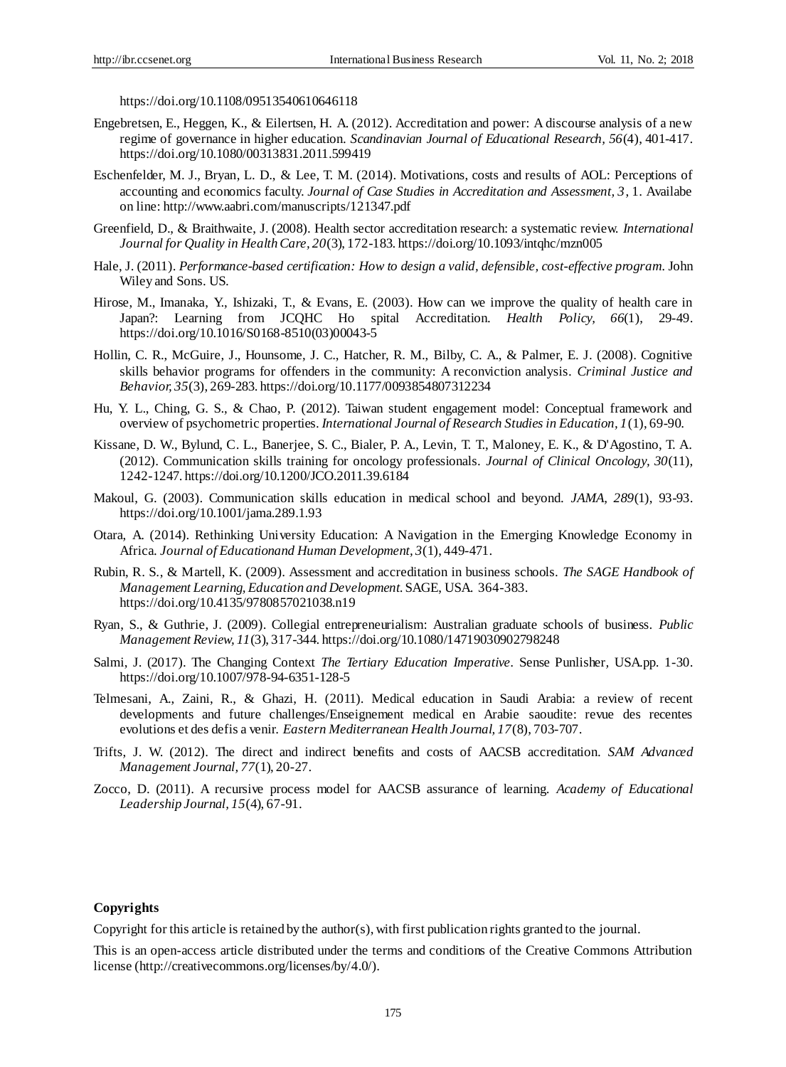https://doi.org/10.1108/09513540610646118

Engebretsen, E., Heggen, K., & Eilertsen, H. A. (2012). Accreditation and power: A discourse analysis of a new regime of governance in higher education. *Scandinavian Journal of Educational Research, 56*(4), 401-417. https://doi.org/10.1080/00313831.2011.599419

Eschenfelder, M. J., Bryan, L. D., & Lee, T. M. (2014). Motivations, costs and results of AOL: Perceptions of accounting and economics faculty. *Journal of Case Studies in Accreditation and Assessment, 3*, 1. Availabe on line: http://www.aabri.com/manuscripts/121347.pdf

Greenfield, D., & Braithwaite, J. (2008). Health sector accreditation research: a systematic review. *International Journal for Quality in Health Care, 20*(3), 172-183. https://doi.org/10.1093/intqhc/mzn005

Hale, J. (2011). *Performance-based certification: How to design a valid, defensible, cost-effective program*. John Wiley and Sons. US.

Hirose, M., Imanaka, Y., Ishizaki, T., & Evans, E. (2003). How can we improve the quality of health care in Japan?: Learning from JCQHC Ho spital Accreditation. *Health Policy, 66*(1), 29-49. https://doi.org/10.1016/S0168-8510(03)00043-5

Hollin, C. R., McGuire, J., Hounsome, J. C., Hatcher, R. M., Bilby, C. A., & Palmer, E. J. (2008). Cognitive skills behavior programs for offenders in the community: A reconviction analysis. *Criminal Justice and Behavior, 35*(3), 269-283. https://doi.org/10.1177/0093854807312234

Hu, Y. L., Ching, G. S., & Chao, P. (2012). Taiwan student engagement model: Conceptual framework and overview of psychometric properties. *International Journal of Research Studies in Education, 1*(1), 69-90.

Kissane, D. W., Bylund, C. L., Banerjee, S. C., Bialer, P. A., Levin, T. T., Maloney, E. K., & D'Agostino, T. A. (2012). Communication skills training for oncology professionals. *Journal of Clinical Oncology, 30*(11), 1242-1247. https://doi.org/10.1200/JCO.2011.39.6184

Makoul, G. (2003). Communication skills education in medical school and beyond. *JAMA, 289*(1), 93-93. https://doi.org/10.1001/jama.289.1.93

Otara, A. (2014). Rethinking University Education: A Navigation in the Emerging Knowledge Economy in Africa. *Journal of Educationand Human Development, 3*(1), 449-471.

Rubin, R. S., & Martell, K. (2009). Assessment and accreditation in business schools. *The SAGE Handbook of Management Learning, Education and Development*. SAGE, USA. 364-383. https://doi.org/10.4135/9780857021038.n19

Ryan, S., & Guthrie, J. (2009). Collegial entrepreneurialism: Australian graduate schools of business. *Public Management Review, 11*(3), 317-344. https://doi.org/10.1080/14719030902798248

Salmi, J. (2017). The Changing Context *The Tertiary Education Imperative*. Sense Punlisher, USA.pp. 1-30. https://doi.org/10.1007/978-94-6351-128-5

Telmesani, A., Zaini, R., & Ghazi, H. (2011). Medical education in Saudi Arabia: a review of recent developments and future challenges/Enseignement medical en Arabie saoudite: revue des recentes evolutions et des defis a venir. *Eastern Mediterranean Health Journal, 17*(8), 703-707.

Trifts, J. W. (2012). The direct and indirect benefits and costs of AACSB accreditation. *SAM Advanced Management Journal, 77*(1), 20-27.

Zocco, D. (2011). A recursive process model for AACSB assurance of learning. *Academy of Educational Leadership Journal, 15*(4), 67-91.

**Copyrights**

Copyright for this article is retained by the author(s), with first publication rights granted to the journal.

This is an open-access article distributed under the terms and conditions of the Creative Commons Attribution license (http://creativecommons.org/licenses/by/4.0/).